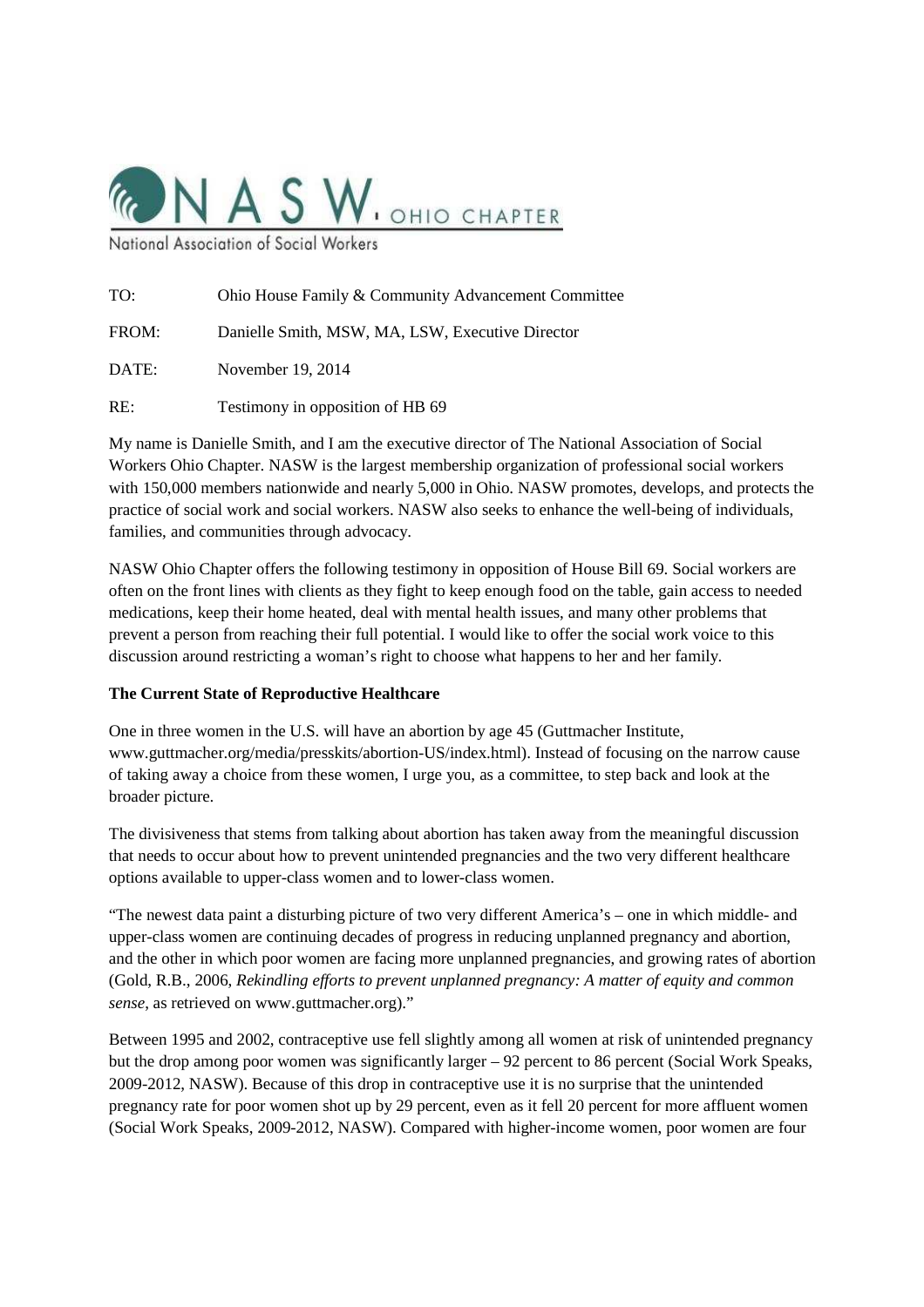NASW OHIO CHAPTER

National Association of Social Workers

TO: Ohio House Family & Community Advancement Committee

FROM: Danielle Smith, MSW, MA, LSW, Executive Director

DATE: November 19, 2014

RE: Testimony in opposition of HB 69

My name is Danielle Smith, and I am the executive director of The National Association of Social Workers Ohio Chapter. NASW is the largest membership organization of professional social workers with 150,000 members nationwide and nearly 5,000 in Ohio. NASW promotes, develops, and protects the practice of social work and social workers. NASW also seeks to enhance the well-being of individuals, families, and communities through advocacy.

NASW Ohio Chapter offers the following testimony in opposition of House Bill 69. Social workers are often on the front lines with clients as they fight to keep enough food on the table, gain access to needed medications, keep their home heated, deal with mental health issues, and many other problems that prevent a person from reaching their full potential. I would like to offer the social work voice to this discussion around restricting a woman's right to choose what happens to her and her family.

**The Current State of Reproductive Healthcare**

One in three women in the U.S. will have an abortion by age 45 (Guttmacher Institute, www.guttmacher.org/media/presskits/abortion-US/index.html). Instead of focusing on the narrow cause of taking away a choice from these women, I urge you, as a committee, to step back and look at the broader picture.

The divisiveness that stems from talking about abortion has taken away from the meaningful discussion that needs to occur about how to prevent unintended pregnancies and the two very different healthcare options available to upper-class women and to lower-class women.

"The newest data paint a disturbing picture of two very different America's – one in which middle- and upper-class women are continuing decades of progress in reducing unplanned pregnancy and abortion, and the other in which poor women are facing more unplanned pregnancies, and growing rates of abortion (Gold, R.B., 2006, *Rekindling efforts to prevent unplanned pregnancy: A matter of equity and common sense*, as retrieved on www.guttmacher.org)."

Between 1995 and 2002, contraceptive use fell slightly among all women at risk of unintended pregnancy but the drop among poor women was significantly larger – 92 percent to 86 percent (Social Work Speaks, 2009-2012, NASW). Because of this drop in contraceptive use it is no surprise that the unintended pregnancy rate for poor women shot up by 29 percent, even as it fell 20 percent for more affluent women (Social Work Speaks, 2009-2012, NASW). Compared with higher-income women, poor women are four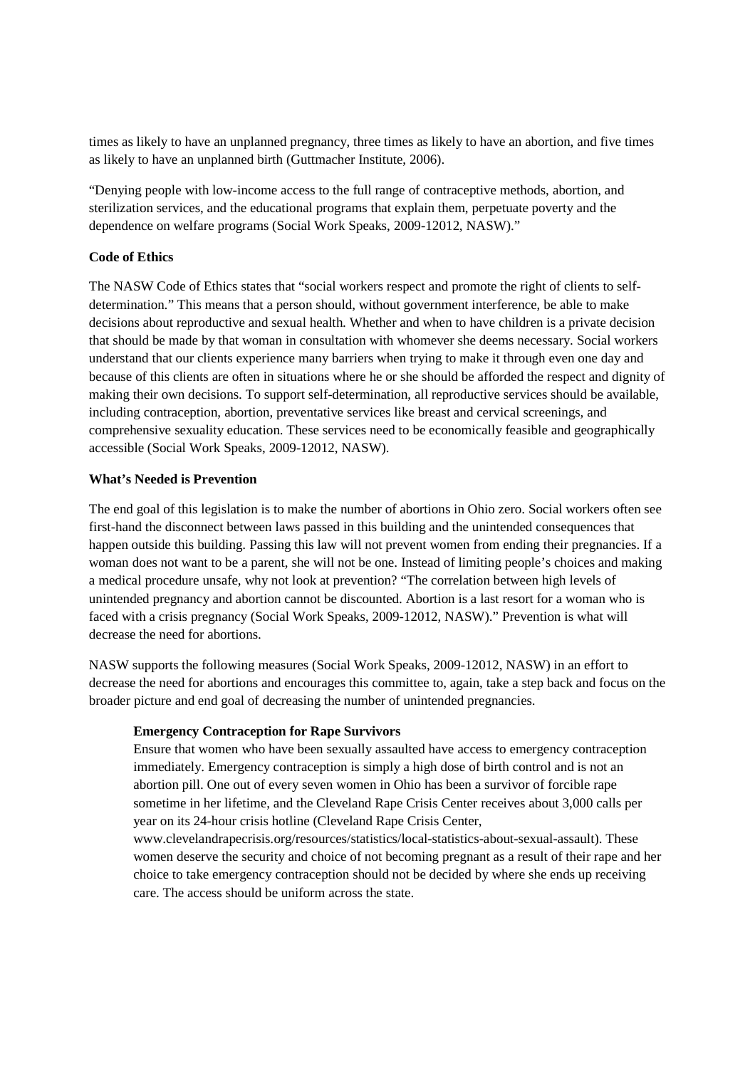times as likely to have an unplanned pregnancy, three times as likely to have an abortion, and five times as likely to have an unplanned birth (Guttmacher Institute, 2006).

"Denying people with low-income access to the full range of contraceptive methods, abortion, and sterilization services, and the educational programs that explain them, perpetuate poverty and the dependence on welfare programs (Social Work Speaks, 2009-12012, NASW)."

**Code of Ethics**

The NASW Code of Ethics states that "social workers respect and promote the right of clients to self-determination." This means that a person should, without government interference, be able to make decisions about reproductive and sexual health. Whether and when to have children is a private decision that should be made by that woman in consultation with whomever she deems necessary. Social workers understand that our clients experience many barriers when trying to make it through even one day and because of this clients are often in situations where he or she should be afforded the respect and dignity of making their own decisions. To support self-determination, all reproductive services should be available, including contraception, abortion, preventative services like breast and cervical screenings, and comprehensive sexuality education. These services need to be economically feasible and geographically accessible (Social Work Speaks, 2009-12012, NASW).

**What's Needed is Prevention**

The end goal of this legislation is to make the number of abortions in Ohio zero. Social workers often see first-hand the disconnect between laws passed in this building and the unintended consequences that happen outside this building. Passing this law will not prevent women from ending their pregnancies. If a woman does not want to be a parent, she will not be one. Instead of limiting people's choices and making a medical procedure unsafe, why not look at prevention? "The correlation between high levels of unintended pregnancy and abortion cannot be discounted. Abortion is a last resort for a woman who is faced with a crisis pregnancy (Social Work Speaks, 2009-12012, NASW)." Prevention is what will decrease the need for abortions.

NASW supports the following measures (Social Work Speaks, 2009-12012, NASW) in an effort to decrease the need for abortions and encourages this committee to, again, take a step back and focus on the broader picture and end goal of decreasing the number of unintended pregnancies.

> **Emergency Contraception for Rape Survivors**
> Ensure that women who have been sexually assaulted have access to emergency contraception immediately. Emergency contraception is simply a high dose of birth control and is not an abortion pill. One out of every seven women in Ohio has been a survivor of forcible rape sometime in her lifetime, and the Cleveland Rape Crisis Center receives about 3,000 calls per year on its 24-hour crisis hotline (Cleveland Rape Crisis Center, www.clevelandrapecrisis.org/resources/statistics/local-statistics-about-sexual-assault). These women deserve the security and choice of not becoming pregnant as a result of their rape and her choice to take emergency contraception should not be decided by where she ends up receiving care. The access should be uniform across the state.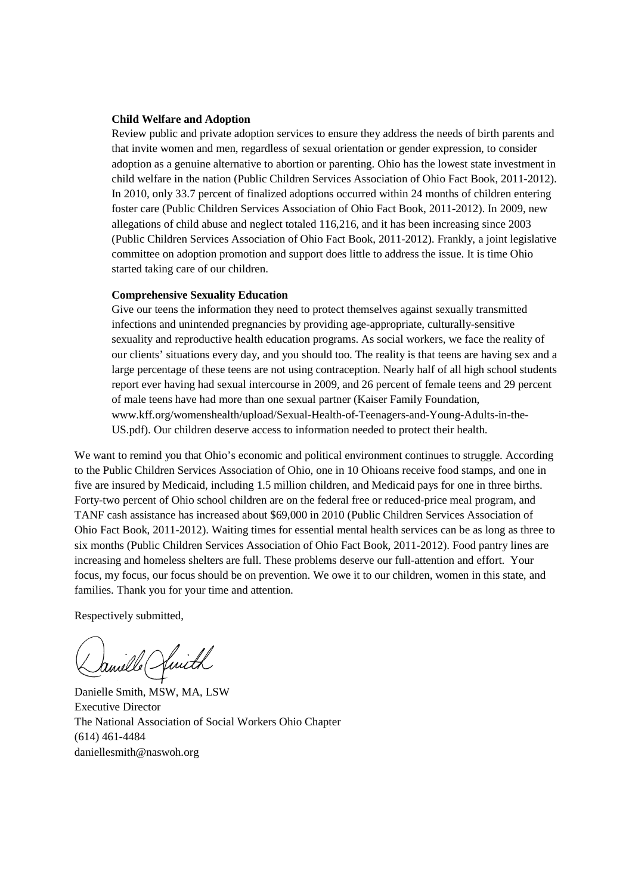**Child Welfare and Adoption**

Review public and private adoption services to ensure they address the needs of birth parents and that invite women and men, regardless of sexual orientation or gender expression, to consider adoption as a genuine alternative to abortion or parenting. Ohio has the lowest state investment in child welfare in the nation (Public Children Services Association of Ohio Fact Book, 2011-2012). In 2010, only 33.7 percent of finalized adoptions occurred within 24 months of children entering foster care (Public Children Services Association of Ohio Fact Book, 2011-2012). In 2009, new allegations of child abuse and neglect totaled 116,216, and it has been increasing since 2003 (Public Children Services Association of Ohio Fact Book, 2011-2012). Frankly, a joint legislative committee on adoption promotion and support does little to address the issue. It is time Ohio started taking care of our children.

**Comprehensive Sexuality Education**

Give our teens the information they need to protect themselves against sexually transmitted infections and unintended pregnancies by providing age-appropriate, culturally-sensitive sexuality and reproductive health education programs. As social workers, we face the reality of our clients' situations every day, and you should too. The reality is that teens are having sex and a large percentage of these teens are not using contraception. Nearly half of all high school students report ever having had sexual intercourse in 2009, and 26 percent of female teens and 29 percent of male teens have had more than one sexual partner (Kaiser Family Foundation, www.kff.org/womenshealth/upload/Sexual-Health-of-Teenagers-and-Young-Adults-in-the-US.pdf). Our children deserve access to information needed to protect their health.

We want to remind you that Ohio's economic and political environment continues to struggle. According to the Public Children Services Association of Ohio, one in 10 Ohioans receive food stamps, and one in five are insured by Medicaid, including 1.5 million children, and Medicaid pays for one in three births. Forty-two percent of Ohio school children are on the federal free or reduced-price meal program, and TANF cash assistance has increased about $69,000 in 2010 (Public Children Services Association of Ohio Fact Book, 2011-2012). Waiting times for essential mental health services can be as long as three to six months (Public Children Services Association of Ohio Fact Book, 2011-2012). Food pantry lines are increasing and homeless shelters are full. These problems deserve our full-attention and effort. Your focus, my focus, our focus should be on prevention. We owe it to our children, women in this state, and families. Thank you for your time and attention.

Respectively submitted,

Danielle Smith, MSW, MA, LSW
Executive Director
The National Association of Social Workers Ohio Chapter
(614) 461-4484
daniellesmith@naswoh.org